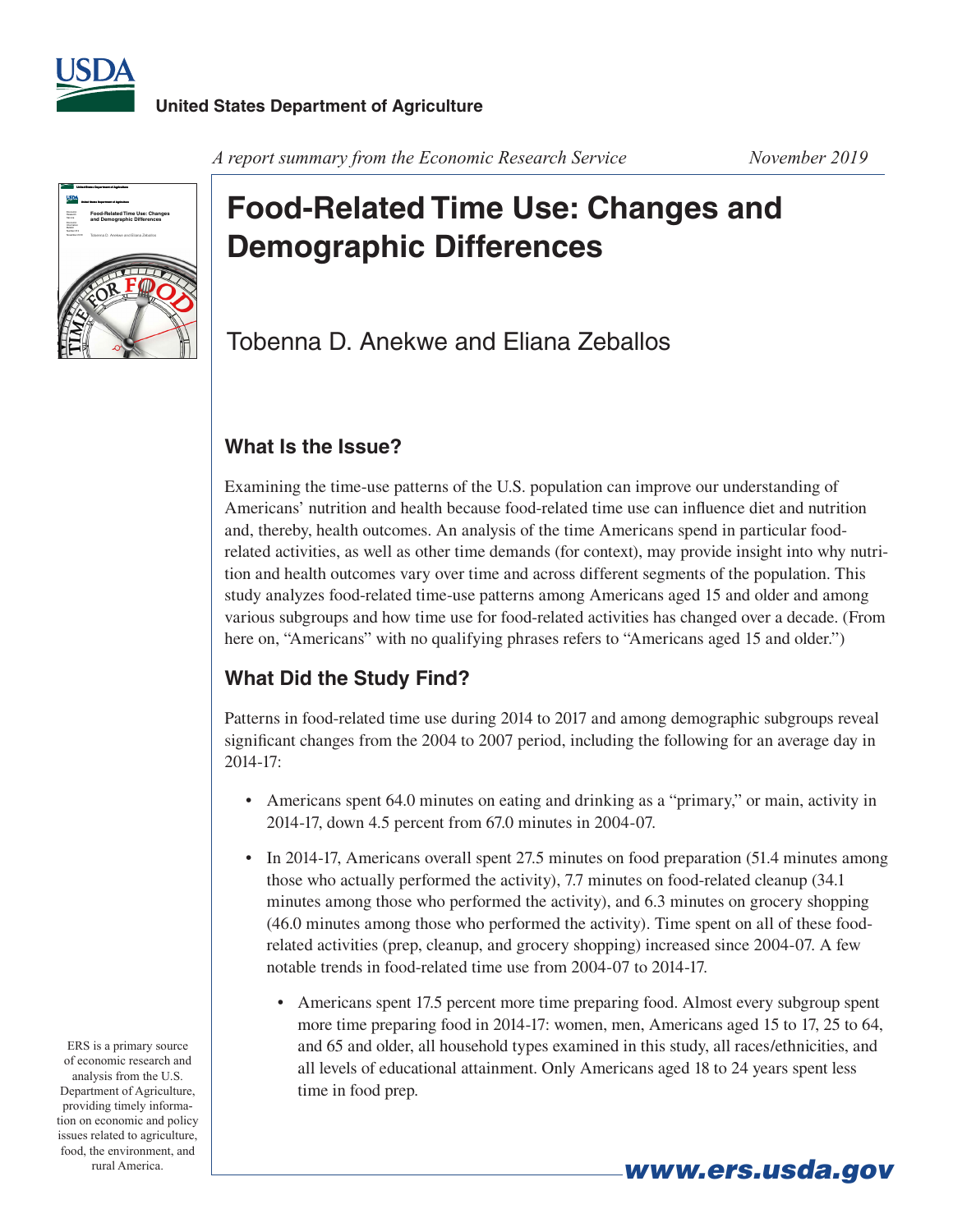**United States Department of Agriculture**

*A report summary from the Economic Research Service* *November 2019*

# Food-Related Time Use: Changes and Demographic Differences

Tobenna D. Anekwe and Eliana Zeballos

## What Is the Issue?

Examining the time-use patterns of the U.S. population can improve our understanding of Americans' nutrition and health because food-related time use can influence diet and nutrition and, thereby, health outcomes. An analysis of the time Americans spend in particular food-related activities, as well as other time demands (for context), may provide insight into why nutrition and health outcomes vary over time and across different segments of the population. This study analyzes food-related time-use patterns among Americans aged 15 and older and among various subgroups and how time use for food-related activities has changed over a decade. (From here on, "Americans" with no qualifying phrases refers to "Americans aged 15 and older.")

## What Did the Study Find?

Patterns in food-related time use during 2014 to 2017 and among demographic subgroups reveal significant changes from the 2004 to 2007 period, including the following for an average day in 2014-17:

- Americans spent 64.0 minutes on eating and drinking as a "primary," or main, activity in 2014-17, down 4.5 percent from 67.0 minutes in 2004-07.
- In 2014-17, Americans overall spent 27.5 minutes on food preparation (51.4 minutes among those who actually performed the activity), 7.7 minutes on food-related cleanup (34.1 minutes among those who performed the activity), and 6.3 minutes on grocery shopping (46.0 minutes among those who performed the activity). Time spent on all of these food-related activities (prep, cleanup, and grocery shopping) increased since 2004-07. A few notable trends in food-related time use from 2004-07 to 2014-17.
  - Americans spent 17.5 percent more time preparing food. Almost every subgroup spent more time preparing food in 2014-17: women, men, Americans aged 15 to 17, 25 to 64, and 65 and older, all household types examined in this study, all races/ethnicities, and all levels of educational attainment. Only Americans aged 18 to 24 years spent less time in food prep.

ERS is a primary source of economic research and analysis from the U.S. Department of Agriculture, providing timely information on economic and policy issues related to agriculture, food, the environment, and rural America.

**www.ers.usda.gov**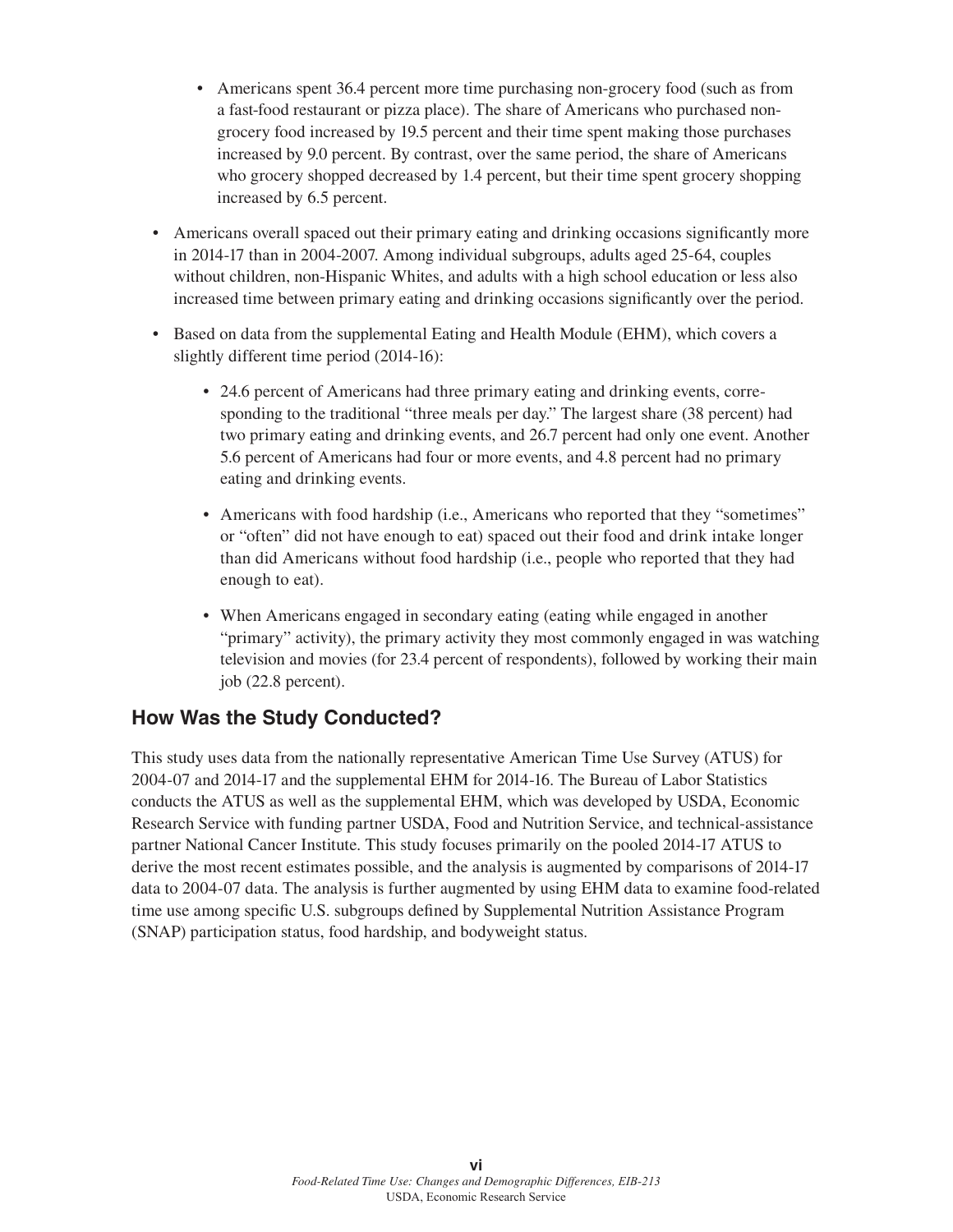- Americans spent 36.4 percent more time purchasing non-grocery food (such as from a fast-food restaurant or pizza place). The share of Americans who purchased non-grocery food increased by 19.5 percent and their time spent making those purchases increased by 9.0 percent. By contrast, over the same period, the share of Americans who grocery shopped decreased by 1.4 percent, but their time spent grocery shopping increased by 6.5 percent.

- Americans overall spaced out their primary eating and drinking occasions significantly more in 2014-17 than in 2004-2007. Among individual subgroups, adults aged 25-64, couples without children, non-Hispanic Whites, and adults with a high school education or less also increased time between primary eating and drinking occasions significantly over the period.

- Based on data from the supplemental Eating and Health Module (EHM), which covers a slightly different time period (2014-16):
  - 24.6 percent of Americans had three primary eating and drinking events, corresponding to the traditional "three meals per day." The largest share (38 percent) had two primary eating and drinking events, and 26.7 percent had only one event. Another 5.6 percent of Americans had four or more events, and 4.8 percent had no primary eating and drinking events.
  - Americans with food hardship (i.e., Americans who reported that they "sometimes" or "often" did not have enough to eat) spaced out their food and drink intake longer than did Americans without food hardship (i.e., people who reported that they had enough to eat).
  - When Americans engaged in secondary eating (eating while engaged in another "primary" activity), the primary activity they most commonly engaged in was watching television and movies (for 23.4 percent of respondents), followed by working their main job (22.8 percent).

## How Was the Study Conducted?

This study uses data from the nationally representative American Time Use Survey (ATUS) for 2004-07 and 2014-17 and the supplemental EHM for 2014-16. The Bureau of Labor Statistics conducts the ATUS as well as the supplemental EHM, which was developed by USDA, Economic Research Service with funding partner USDA, Food and Nutrition Service, and technical-assistance partner National Cancer Institute. This study focuses primarily on the pooled 2014-17 ATUS to derive the most recent estimates possible, and the analysis is augmented by comparisons of 2014-17 data to 2004-07 data. The analysis is further augmented by using EHM data to examine food-related time use among specific U.S. subgroups defined by Supplemental Nutrition Assistance Program (SNAP) participation status, food hardship, and bodyweight status.